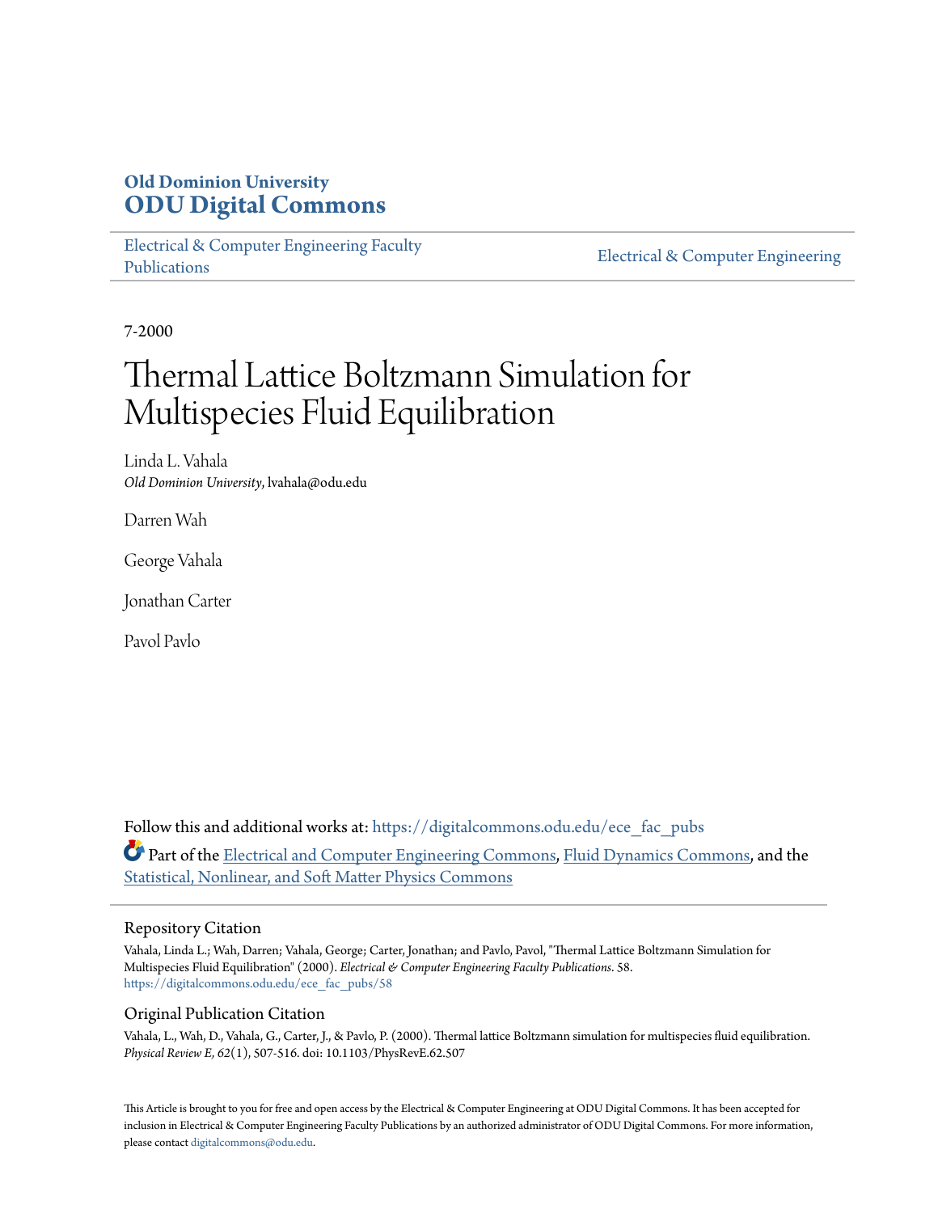Old Dominion University

**ODU Digital Commons**

Electrical & Computer Engineering Faculty Publications

Electrical & Computer Engineering

7-2000

# Thermal Lattice Boltzmann Simulation for Multispecies Fluid Equilibration

Linda L. Vahala
*Old Dominion University*, lvahala@odu.edu

Darren Wah

George Vahala

Jonathan Carter

Pavol Pavlo

Follow this and additional works at: https://digitalcommons.odu.edu/ece_fac_pubs

Part of the Electrical and Computer Engineering Commons, Fluid Dynamics Commons, and the Statistical, Nonlinear, and Soft Matter Physics Commons

## Repository Citation

Vahala, Linda L.; Wah, Darren; Vahala, George; Carter, Jonathan; and Pavlo, Pavol, "Thermal Lattice Boltzmann Simulation for Multispecies Fluid Equilibration" (2000). *Electrical & Computer Engineering Faculty Publications*. 58.
https://digitalcommons.odu.edu/ece_fac_pubs/58

## Original Publication Citation

Vahala, L., Wah, D., Vahala, G., Carter, J., & Pavlo, P. (2000). Thermal lattice Boltzmann simulation for multispecies fluid equilibration. *Physical Review E, 62*(1), 507-516. doi: 10.1103/PhysRevE.62.507

This Article is brought to you for free and open access by the Electrical & Computer Engineering at ODU Digital Commons. It has been accepted for inclusion in Electrical & Computer Engineering Faculty Publications by an authorized administrator of ODU Digital Commons. For more information, please contact digitalcommons@odu.edu.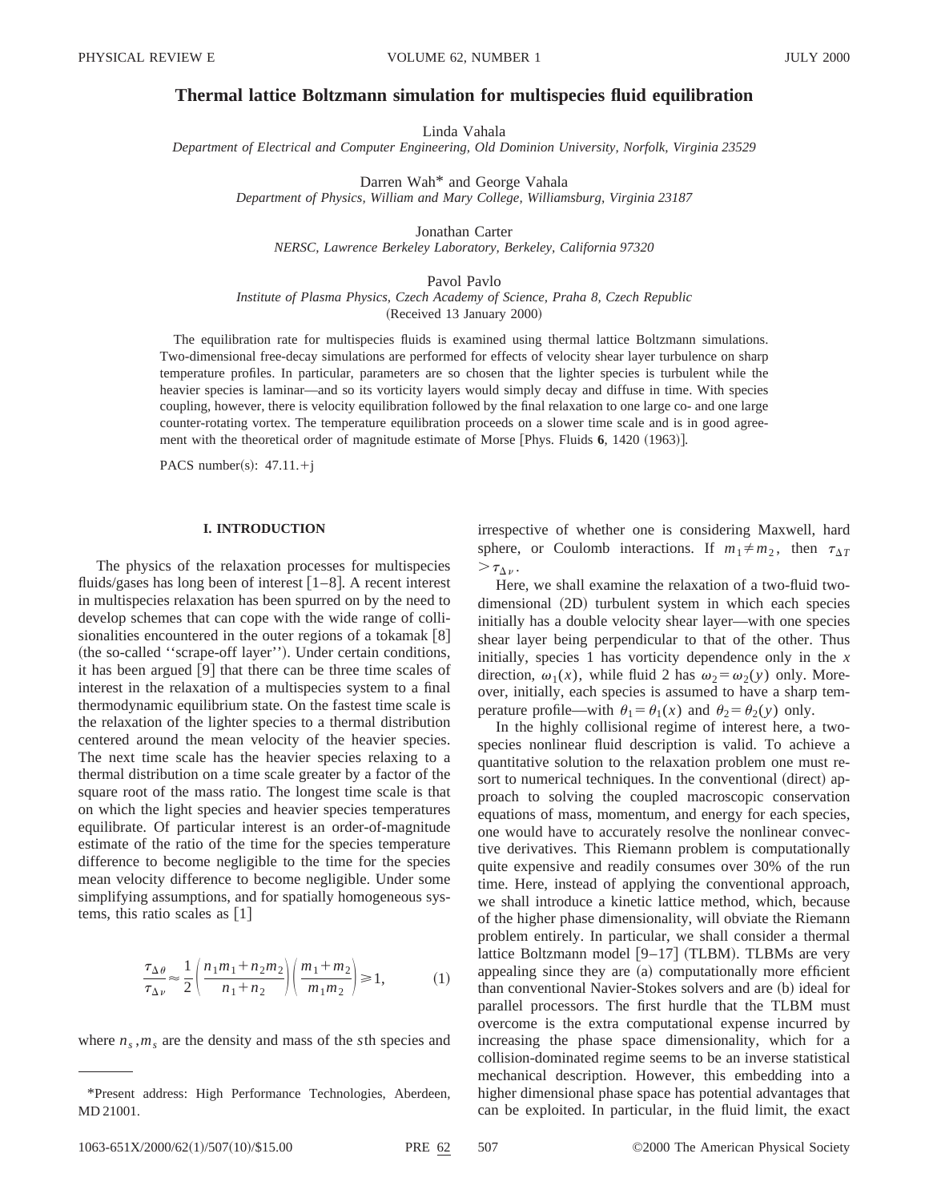# Thermal lattice Boltzmann simulation for multispecies fluid equilibration

Linda Vahala

*Department of Electrical and Computer Engineering, Old Dominion University, Norfolk, Virginia 23529*

Darren Wah* and George Vahala

*Department of Physics, William and Mary College, Williamsburg, Virginia 23187*

Jonathan Carter

*NERSC, Lawrence Berkeley Laboratory, Berkeley, California 97320*

Pavol Pavlo

*Institute of Plasma Physics, Czech Academy of Science, Praha 8, Czech Republic*

(Received 13 January 2000)

The equilibration rate for multispecies fluids is examined using thermal lattice Boltzmann simulations. Two-dimensional free-decay simulations are performed for effects of velocity shear layer turbulence on sharp temperature profiles. In particular, parameters are so chosen that the lighter species is turbulent while the heavier species is laminar—and so its vorticity layers would simply decay and diffuse in time. With species coupling, however, there is velocity equilibration followed by the final relaxation to one large co- and one large counter-rotating vortex. The temperature equilibration proceeds on a slower time scale and is in good agreement with the theoretical order of magnitude estimate of Morse [Phys. Fluids **6**, 1420 (1963)].

PACS number(s): 47.11.+j

## I. INTRODUCTION

The physics of the relaxation processes for multispecies fluids/gases has long been of interest [1–8]. A recent interest in multispecies relaxation has been spurred on by the need to develop schemes that can cope with the wide range of collisionalities encountered in the outer regions of a tokamak [8] (the so-called ''scrape-off layer''). Under certain conditions, it has been argued [9] that there can be three time scales of interest in the relaxation of a multispecies system to a final thermodynamic equilibrium state. On the fastest time scale is the relaxation of the lighter species to a thermal distribution centered around the mean velocity of the heavier species. The next time scale has the heavier species relaxing to a thermal distribution on a time scale greater by a factor of the square root of the mass ratio. The longest time scale is that on which the light species and heavier species temperatures equilibrate. Of particular interest is an order-of-magnitude estimate of the ratio of the time for the species temperature difference to become negligible to the time for the species mean velocity difference to become negligible. Under some simplifying assumptions, and for spatially homogeneous systems, this ratio scales as [1]

$$\frac{\tau_{\Delta\theta}}{\tau_{\Delta\nu}} \approx \frac{1}{2}\left(\frac{n_1 m_1 + n_2 m_2}{n_1 + n_2}\right)\left(\frac{m_1 + m_2}{m_1 m_2}\right) \geqslant 1, \tag{1}$$

where $n_s, m_s$ are the density and mass of the $s$th species and irrespective of whether one is considering Maxwell, hard sphere, or Coulomb interactions. If $m_1 \neq m_2$, then $\tau_{\Delta T} > \tau_{\Delta\nu}$.

Here, we shall examine the relaxation of a two-fluid two-dimensional (2D) turbulent system in which each species initially has a double velocity shear layer—with one species shear layer being perpendicular to that of the other. Thus initially, species 1 has vorticity dependence only in the $x$ direction, $\omega_1(x)$, while fluid 2 has $\omega_2 = \omega_2(y)$ only. Moreover, initially, each species is assumed to have a sharp temperature profile—with $\theta_1 = \theta_1(x)$ and $\theta_2 = \theta_2(y)$ only.

In the highly collisional regime of interest here, a two-species nonlinear fluid description is valid. To achieve a quantitative solution to the relaxation problem one must resort to numerical techniques. In the conventional (direct) approach to solving the coupled macroscopic conservation equations of mass, momentum, and energy for each species, one would have to accurately resolve the nonlinear convective derivatives. This Riemann problem is computationally quite expensive and readily consumes over 30% of the run time. Here, instead of applying the conventional approach, we shall introduce a kinetic lattice method, which, because of the higher phase dimensionality, will obviate the Riemann problem entirely. In particular, we shall consider a thermal lattice Boltzmann model [9–17] (TLBM). TLBMs are very appealing since they are (a) computationally more efficient than conventional Navier-Stokes solvers and are (b) ideal for parallel processors. The first hurdle that the TLBM must overcome is the extra computational expense incurred by increasing the phase space dimensionality, which for a collision-dominated regime seems to be an inverse statistical mechanical description. However, this embedding into a higher dimensional phase space has potential advantages that can be exploited. In particular, in the fluid limit, the exact

*Present address: High Performance Technologies, Aberdeen, MD 21001.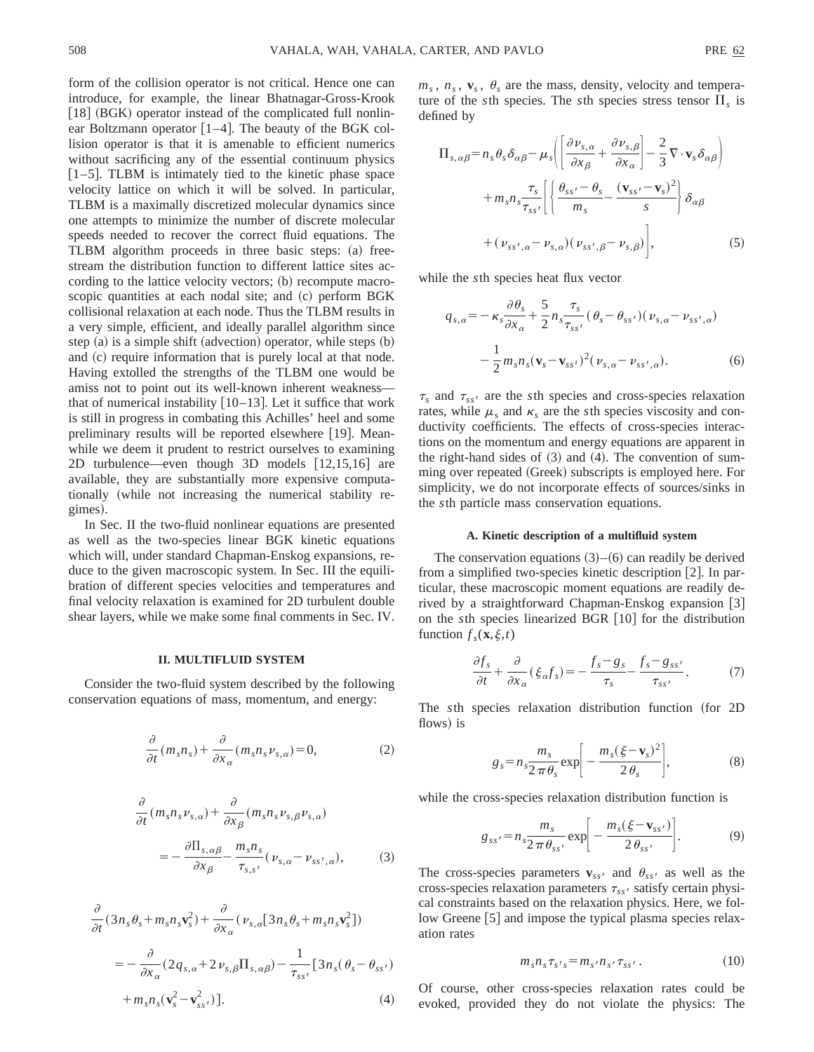form of the collision operator is not critical. Hence one can introduce, for example, the linear Bhatnagar-Gross-Krook [18] (BGK) operator instead of the complicated full nonlinear Boltzmann operator [1–4]. The beauty of the BGK collision operator is that it is amenable to efficient numerics without sacrificing any of the essential continuum physics [1–5]. TLBM is intimately tied to the kinetic phase space velocity lattice on which it will be solved. In particular, TLBM is a maximally discretized molecular dynamics since one attempts to minimize the number of discrete molecular speeds needed to recover the correct fluid equations. The TLBM algorithm proceeds in three basic steps: (a) free-stream the distribution function to different lattice sites according to the lattice velocity vectors; (b) recompute macroscopic quantities at each nodal site; and (c) perform BGK collisional relaxation at each node. Thus the TLBM results in a very simple, efficient, and ideally parallel algorithm since step (a) is a simple shift (advection) operator, while steps (b) and (c) require information that is purely local at that node. Having extolled the strengths of the TLBM one would be amiss not to point out its well-known inherent weakness—that of numerical instability [10–13]. Let it suffice that work is still in progress in combating this Achilles' heel and some preliminary results will be reported elsewhere [19]. Meanwhile we deem it prudent to restrict ourselves to examining 2D turbulence—even though 3D models [12,15,16] are available, they are substantially more expensive computationally (while not increasing the numerical stability regimes).

In Sec. II the two-fluid nonlinear equations are presented as well as the two-species linear BGK kinetic equations which will, under standard Chapman-Enskog expansions, reduce to the given macroscopic system. In Sec. III the equilibration of different species velocities and temperatures and final velocity relaxation is examined for 2D turbulent double shear layers, while we make some final comments in Sec. IV.

## II. MULTIFLUID SYSTEM

Consider the two-fluid system described by the following conservation equations of mass, momentum, and energy:

$$\frac{\partial}{\partial t}(m_s n_s)+\frac{\partial}{\partial x_\alpha}(m_s n_s \nu_{s,\alpha})=0, \tag{2}$$

$$\frac{\partial}{\partial t}(m_s n_s \nu_{s,\alpha})+\frac{\partial}{\partial x_\beta}(m_s n_s \nu_{s,\beta}\nu_{s,\alpha}) = -\frac{\partial \Pi_{s,\alpha\beta}}{\partial x_\beta}-\frac{m_s n_s}{\tau_{s,s'}}(\nu_{s,\alpha}-\nu_{ss',\alpha}), \tag{3}$$

$$\begin{aligned}\frac{\partial}{\partial t}(3n_s\theta_s+m_s n_s \mathbf{v}_s^2)&+\frac{\partial}{\partial x_\alpha}(\nu_{s,\alpha}[3n_s\theta_s+m_s n_s\mathbf{v}_s^2])\\ &=-\frac{\partial}{\partial x_\alpha}(2q_{s,\alpha}+2\nu_{s,\beta}\Pi_{s,\alpha\beta})-\frac{1}{\tau_{ss'}}[3n_s(\theta_s-\theta_{ss'})\\ &\quad+m_s n_s(\mathbf{v}_s^2-\mathbf{v}_{ss'}^2)].\end{aligned} \tag{4}$$

$m_s$, $n_s$, $\mathbf{v}_s$, $\theta_s$ are the mass, density, velocity and temperature of the $s$th species. The $s$th species stress tensor $\Pi_s$ is defined by

$$\begin{aligned}\Pi_{s,\alpha\beta}=n_s\theta_s\delta_{\alpha\beta}&-\mu_s\left(\left[\frac{\partial \nu_{s,\alpha}}{\partial x_\beta}+\frac{\partial \nu_{s,\beta}}{\partial x_\alpha}\right]-\frac{2}{3}\nabla\cdot\mathbf{v}_s\delta_{\alpha\beta}\right)\\ &+m_s n_s\frac{\tau_s}{\tau_{ss'}}\left[\left\{\frac{\theta_{ss'}-\theta_s}{m_s}-\frac{(\mathbf{v}_{ss'}-\mathbf{v}_s)^2}{s}\right\}\delta_{\alpha\beta}\right.\\ &\left.+(\nu_{ss',\alpha}-\nu_{s,\alpha})(\nu_{ss',\beta}-\nu_{s,\beta})\right],\end{aligned} \tag{5}$$

while the $s$th species heat flux vector

$$\begin{aligned}q_{s,\alpha}=-\kappa_s\frac{\partial\theta_s}{\partial x_\alpha}&+\frac{5}{2}n_s\frac{\tau_s}{\tau_{ss'}}(\theta_s-\theta_{ss'})(\nu_{s,\alpha}-\nu_{ss',\alpha})\\ &-\frac{1}{2}m_s n_s(\mathbf{v}_s-\mathbf{v}_{ss'})^2(\nu_{s,\alpha}-\nu_{ss',\alpha}).\end{aligned} \tag{6}$$

$\tau_s$ and $\tau_{ss'}$ are the $s$th species and cross-species relaxation rates, while $\mu_s$ and $\kappa_s$ are the $s$th species viscosity and conductivity coefficients. The effects of cross-species interactions on the momentum and energy equations are apparent in the right-hand sides of (3) and (4). The convention of summing over repeated (Greek) subscripts is employed here. For simplicity, we do not incorporate effects of sources/sinks in the $s$th particle mass conservation equations.

### A. Kinetic description of a multifluid system

The conservation equations (3)–(6) can readily be derived from a simplified two-species kinetic description [2]. In particular, these macroscopic moment equations are readily derived by a straightforward Chapman-Enskog expansion [3] on the $s$th species linearized BGR [10] for the distribution function $f_s(\mathbf{x},\xi,t)$

$$\frac{\partial f_s}{\partial t}+\frac{\partial}{\partial x_\alpha}(\xi_\alpha f_s)=-\frac{f_s-g_s}{\tau_s}-\frac{f_s-g_{ss'}}{\tau_{ss'}}. \tag{7}$$

The $s$th species relaxation distribution function (for 2D flows) is

$$g_s=n_s\frac{m_s}{2\pi\theta_s}\exp\left[-\frac{m_s(\xi-\mathbf{v}_s)^2}{2\theta_s}\right], \tag{8}$$

while the cross-species relaxation distribution function is

$$g_{ss'}=n_s\frac{m_s}{2\pi\theta_{ss'}}\exp\left[-\frac{m_s(\xi-\mathbf{v}_{ss'})}{2\theta_{ss'}}\right]. \tag{9}$$

The cross-species parameters $\mathbf{v}_{ss'}$ and $\theta_{ss'}$ as well as the cross-species relaxation parameters $\tau_{ss'}$ satisfy certain physical constraints based on the relaxation physics. Here, we follow Greene [5] and impose the typical plasma species relaxation rates

$$m_s n_s \tau_{s's}=m_{s'}n_{s'}\tau_{ss'}\,. \tag{10}$$

Of course, other cross-species relaxation rates could be evoked, provided they do not violate the physics: The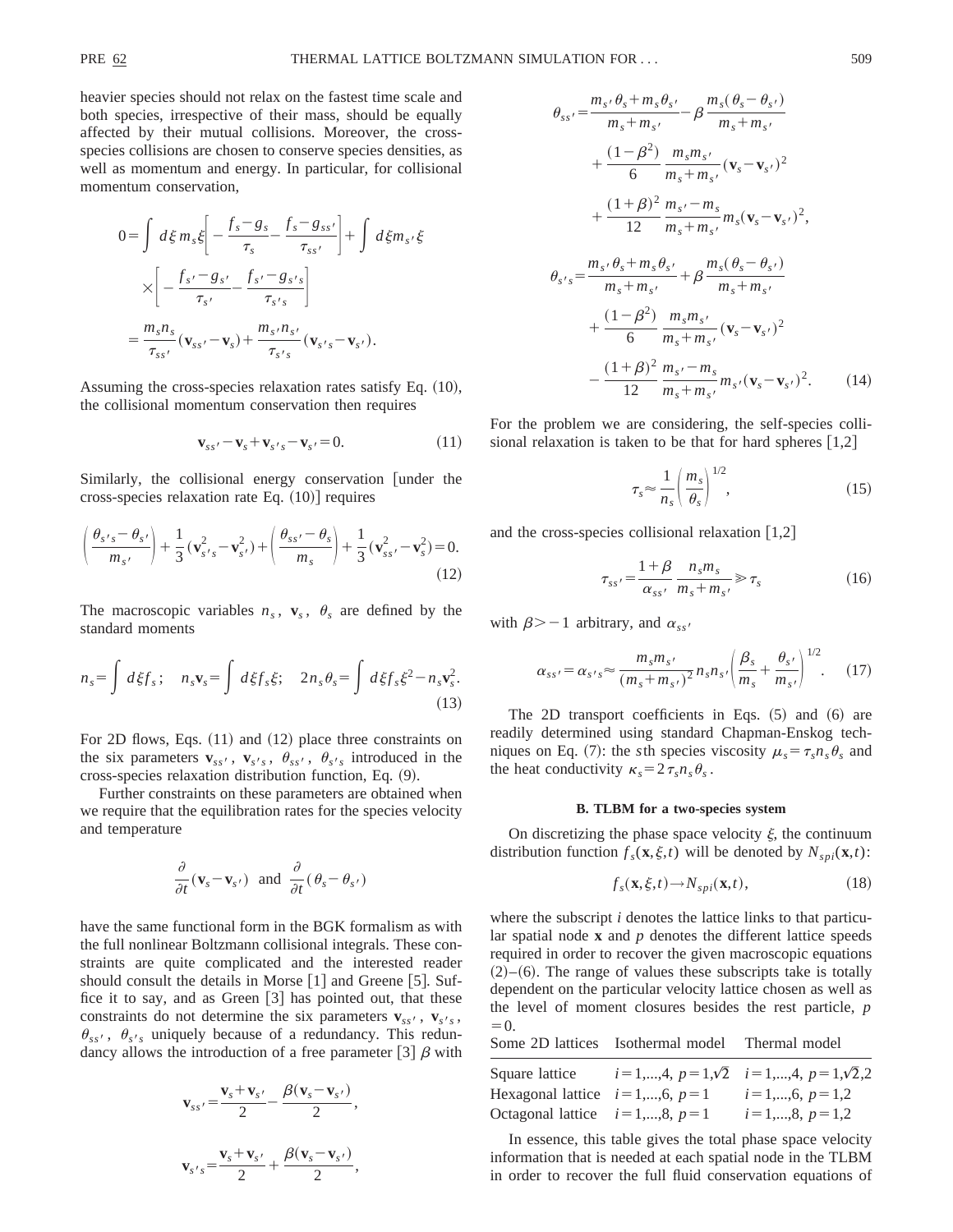heavier species should not relax on the fastest time scale and both species, irrespective of their mass, should be equally affected by their mutual collisions. Moreover, the cross-species collisions are chosen to conserve species densities, as well as momentum and energy. In particular, for collisional momentum conservation,

$$0=\int d\xi\, m_s\xi\left[-\frac{f_s-g_s}{\tau_s}-\frac{f_s-g_{ss'}}{\tau_{ss'}}\right]+\int d\xi\, m_{s'}\xi \times\left[-\frac{f_{s'}-g_{s'}}{\tau_{s'}}-\frac{f_{s'}-g_{s's}}{\tau_{s's}}\right]$$
$$=\frac{m_s n_s}{\tau_{ss'}}(\mathbf{v}_{ss'}-\mathbf{v}_s)+\frac{m_{s'}n_{s'}}{\tau_{s's}}(\mathbf{v}_{s's}-\mathbf{v}_{s'}).$$

Assuming the cross-species relaxation rates satisfy Eq. (10), the collisional momentum conservation then requires

$$\mathbf{v}_{ss'}-\mathbf{v}_s+\mathbf{v}_{s's}-\mathbf{v}_{s'}=0. \tag{11}$$

Similarly, the collisional energy conservation [under the cross-species relaxation rate Eq. (10)] requires

$$\left(\frac{\theta_{s's}-\theta_{s'}}{m_{s'}}\right)+\frac{1}{3}(\mathbf{v}_{s's}^2-\mathbf{v}_{s'}^2)+\left(\frac{\theta_{ss'}-\theta_s}{m_s}\right)+\frac{1}{3}(\mathbf{v}_{ss'}^2-\mathbf{v}_s^2)=0. \tag{12}$$

The macroscopic variables $n_s$, $\mathbf{v}_s$, $\theta_s$ are defined by the standard moments

$$n_s=\int d\xi f_s;\quad n_s\mathbf{v}_s=\int d\xi f_s\xi;\quad 2n_s\theta_s=\int d\xi f_s\xi^2-n_s\mathbf{v}_s^2. \tag{13}$$

For 2D flows, Eqs. (11) and (12) place three constraints on the six parameters $\mathbf{v}_{ss'}$, $\mathbf{v}_{s's}$, $\theta_{ss'}$, $\theta_{s's}$ introduced in the cross-species relaxation distribution function, Eq. (9).

Further constraints on these parameters are obtained when we require that the equilibration rates for the species velocity and temperature

$$\frac{\partial}{\partial t}(\mathbf{v}_s-\mathbf{v}_{s'})\ \text{ and }\ \frac{\partial}{\partial t}(\theta_s-\theta_{s'})$$

have the same functional form in the BGK formalism as with the full nonlinear Boltzmann collisional integrals. These constraints are quite complicated and the interested reader should consult the details in Morse [1] and Greene [5]. Suffice it to say, and as Green [3] has pointed out, that these constraints do not determine the six parameters $\mathbf{v}_{ss'}$, $\mathbf{v}_{s's}$, $\theta_{ss'}$, $\theta_{s's}$ uniquely because of a redundancy. This redundancy allows the introduction of a free parameter [3] $\beta$ with

$$\mathbf{v}_{ss'}=\frac{\mathbf{v}_s+\mathbf{v}_{s'}}{2}-\frac{\beta(\mathbf{v}_s-\mathbf{v}_{s'})}{2},$$

$$\mathbf{v}_{s's}=\frac{\mathbf{v}_s+\mathbf{v}_{s'}}{2}+\frac{\beta(\mathbf{v}_s-\mathbf{v}_{s'})}{2},$$

$$\theta_{ss'}=\frac{m_{s'}\theta_s+m_s\theta_{s'}}{m_s+m_{s'}}-\beta\frac{m_s(\theta_s-\theta_{s'})}{m_s+m_{s'}}+\frac{(1-\beta^2)}{6}\frac{m_s m_{s'}}{m_s+m_{s'}}(\mathbf{v}_s-\mathbf{v}_{s'})^2+\frac{(1+\beta)^2}{12}\frac{m_{s'}-m_s}{m_s+m_{s'}}m_s(\mathbf{v}_s-\mathbf{v}_{s'})^2,$$

$$\theta_{s's}=\frac{m_{s'}\theta_s+m_s\theta_{s'}}{m_s+m_{s'}}+\beta\frac{m_s(\theta_s-\theta_{s'})}{m_s+m_{s'}}+\frac{(1-\beta^2)}{6}\frac{m_s m_{s'}}{m_s+m_{s'}}(\mathbf{v}_s-\mathbf{v}_{s'})^2-\frac{(1+\beta)^2}{12}\frac{m_{s'}-m_s}{m_s+m_{s'}}m_{s'}(\mathbf{v}_s-\mathbf{v}_{s'})^2. \tag{14}$$

For the problem we are considering, the self-species collisional relaxation is taken to be that for hard spheres [1,2]

$$\tau_s\approx\frac{1}{n_s}\left(\frac{m_s}{\theta_s}\right)^{1/2}, \tag{15}$$

and the cross-species collisional relaxation [1,2]

$$\tau_{ss'}=\frac{1+\beta}{\alpha_{ss'}}\frac{n_s m_s}{m_s+m_{s'}}\gg\tau_s \tag{16}$$

with $\beta>-1$ arbitrary, and $\alpha_{ss'}$

$$\alpha_{ss'}=\alpha_{s's}\approx\frac{m_s m_{s'}}{(m_s+m_{s'})^2}n_s n_{s'}\left(\frac{\beta_s}{m_s}+\frac{\theta_{s'}}{m_{s'}}\right)^{1/2}. \tag{17}$$

The 2D transport coefficients in Eqs. (5) and (6) are readily determined using standard Chapman-Enskog techniques on Eq. (7): the $s$th species viscosity $\mu_s=\tau_s n_s\theta_s$ and the heat conductivity $\kappa_s=2\tau_s n_s\theta_s$.

### B. TLBM for a two-species system

On discretizing the phase space velocity $\xi$, the continuum distribution function $f_s(\mathbf{x},\xi,t)$ will be denoted by $N_{spi}(\mathbf{x},t)$:

$$f_s(\mathbf{x},\xi,t)\rightarrow N_{spi}(\mathbf{x},t), \tag{18}$$

where the subscript $i$ denotes the lattice links to that particular spatial node $\mathbf{x}$ and $p$ denotes the different lattice speeds required in order to recover the given macroscopic equations (2)–(6). The range of values these subscripts take is totally dependent on the particular velocity lattice chosen as well as the level of moment closures besides the rest particle, $p=0$.

| Some 2D lattices | Isothermal model | Thermal model |
|---|---|---|
| Square lattice | $i=1,...,4,\ p=1,\sqrt{2}$ | $i=1,...,4,\ p=1,\sqrt{2},2$ |
| Hexagonal lattice | $i=1,...,6,\ p=1$ | $i=1,...,6,\ p=1,2$ |
| Octagonal lattice | $i=1,...,8,\ p=1$ | $i=1,...,8,\ p=1,2$ |

In essence, this table gives the total phase space velocity information that is needed at each spatial node in the TLBM in order to recover the full fluid conservation equations of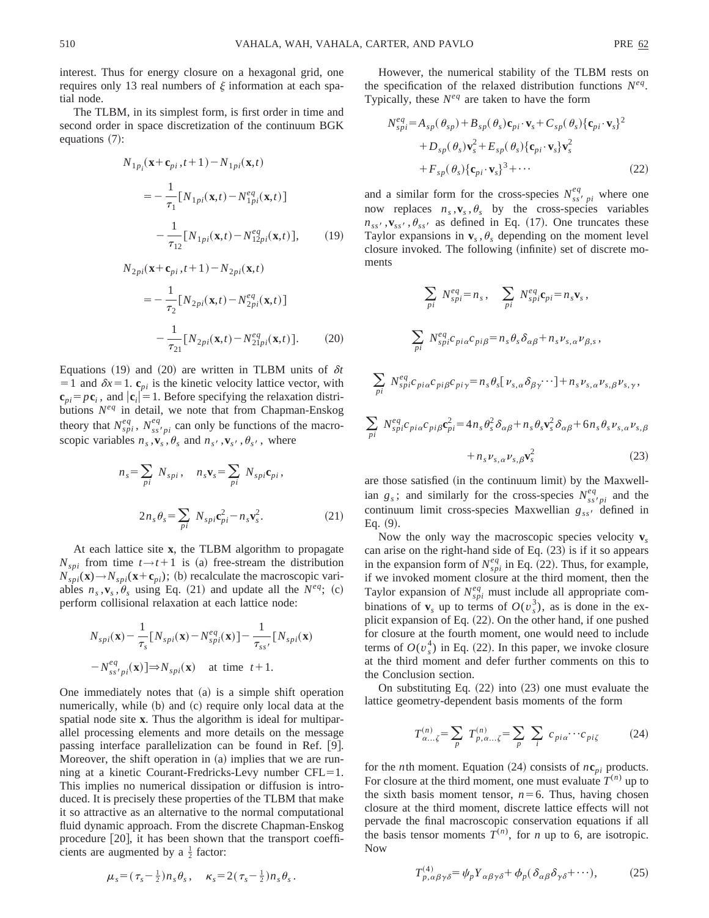interest. Thus for energy closure on a hexagonal grid, one requires only 13 real numbers of $\xi$ information at each spatial node.

The TLBM, in its simplest form, is first order in time and second order in space discretization of the continuum BGK equations (7):

$$
\begin{aligned}
N_{1p_i}(\mathbf{x}+\mathbf{c}_{pi},t+1)-N_{1pi}(\mathbf{x},t) &= -\frac{1}{\tau_1}[N_{1pi}(\mathbf{x},t)-N_{1pi}^{eq}(\mathbf{x},t)] \\
&\quad -\frac{1}{\tau_{12}}[N_{1pi}(\mathbf{x},t)-N_{12pi}^{eq}(\mathbf{x},t)], \qquad (19)
\end{aligned}
$$

$$
\begin{aligned}
N_{2pi}(\mathbf{x}+\mathbf{c}_{pi},t+1)-N_{2pi}(\mathbf{x},t) &= -\frac{1}{\tau_2}[N_{2pi}(\mathbf{x},t)-N_{2pi}^{eq}(\mathbf{x},t)] \\
&\quad -\frac{1}{\tau_{21}}[N_{2pi}(\mathbf{x},t)-N_{21pi}^{eq}(\mathbf{x},t)]. \qquad (20)
\end{aligned}
$$

Equations (19) and (20) are written in TLBM units of $\delta t=1$ and $\delta x=1$. $\mathbf{c}_{pi}$ is the kinetic velocity lattice vector, with $\mathbf{c}_{pi}=p\mathbf{c}_i$, and $|\mathbf{c}_i|=1$. Before specifying the relaxation distributions $N^{eq}$ in detail, we note that from Chapman-Enskog theory that $N_{spi}^{eq}$, $N_{ss'pi}^{eq}$ can only be functions of the macroscopic variables $n_s,\mathbf{v}_s,\theta_s$ and $n_{s'},\mathbf{v}_{s'},\theta_{s'}$, where

$$
n_s=\sum_{pi} N_{spi}, \quad n_s\mathbf{v}_s=\sum_{pi} N_{spi}\mathbf{c}_{pi},
$$

$$
2n_s\theta_s=\sum_{pi} N_{spi}\mathbf{c}_{pi}^2-n_s\mathbf{v}_s^2. \qquad (21)
$$

At each lattice site $\mathbf{x}$, the TLBM algorithm to propagate $N_{spi}$ from time $t\rightarrow t+1$ is (a) free-stream the distribution $N_{spi}(\mathbf{x})\rightarrow N_{spi}(\mathbf{x}+\mathbf{c}_{pi})$; (b) recalculate the macroscopic variables $n_s,\mathbf{v}_s,\theta_s$ using Eq. (21) and update all the $N^{eq}$; (c) perform collisional relaxation at each lattice node:

$$
N_{spi}(\mathbf{x})-\frac{1}{\tau_s}[N_{spi}(\mathbf{x})-N_{spi}^{eq}(\mathbf{x})]-\frac{1}{\tau_{ss'}}[N_{spi}(\mathbf{x})-N_{ss'pi}^{eq}(\mathbf{x})]\Rightarrow N_{spi}(\mathbf{x}) \quad \text{at time } t+1.
$$

One immediately notes that (a) is a simple shift operation numerically, while (b) and (c) require only local data at the spatial node site $\mathbf{x}$. Thus the algorithm is ideal for multiparallel processing elements and more details on the message passing interface parallelization can be found in Ref. [9]. Moreover, the shift operation in (a) implies that we are running at a kinetic Courant-Fredricks-Levy number CFL=1. This implies no numerical dissipation or diffusion is introduced. It is precisely these properties of the TLBM that make it so attractive as an alternative to the normal computational fluid dynamic approach. From the discrete Chapman-Enskog procedure [20], it has been shown that the transport coefficients are augmented by a $\frac{1}{2}$ factor:

$$
\mu_s=(\tau_s-\tfrac{1}{2})n_s\theta_s, \quad \kappa_s=2(\tau_s-\tfrac{1}{2})n_s\theta_s.
$$

However, the numerical stability of the TLBM rests on the specification of the relaxed distribution functions $N^{eq}$. Typically, these $N^{eq}$ are taken to have the form

$$
\begin{aligned}
N_{spi}^{eq} &= A_{sp}(\theta_{sp})+B_{sp}(\theta_s)\mathbf{c}_{pi}\cdot\mathbf{v}_s+C_{sp}(\theta_s)\{\mathbf{c}_{pi}\cdot\mathbf{v}_s\}^2 \\
&\quad +D_{sp}(\theta_s)\mathbf{v}_s^2+E_{sp}(\theta_s)\{\mathbf{c}_{pi}\cdot\mathbf{v}_s\}\mathbf{v}_s^2 \\
&\quad +F_{sp}(\theta_s)\{\mathbf{c}_{pi}\cdot\mathbf{v}_s\}^3+\cdots \qquad (22)
\end{aligned}
$$

and a similar form for the cross-species $N_{ss'pi}^{eq}$ where one now replaces $n_s,\mathbf{v}_s,\theta_s$ by the cross-species variables $n_{ss'},\mathbf{v}_{ss'},\theta_{ss'}$ as defined in Eq. (17). One truncates these Taylor expansions in $\mathbf{v}_s,\theta_s$ depending on the moment level closure invoked. The following (infinite) set of discrete moments

$$
\sum_{pi} N_{spi}^{eq}=n_s, \quad \sum_{pi} N_{spi}^{eq}\mathbf{c}_{pi}=n_s\mathbf{v}_s,
$$

$$
\sum_{pi} N_{spi}^{eq}c_{pi\alpha}c_{pi\beta}=n_s\theta_s\delta_{\alpha\beta}+n_s\nu_{s,\alpha}\nu_{\beta,s},
$$

$$
\sum_{pi} N_{spi}^{eq}c_{pi\alpha}c_{pi\beta}c_{pi\gamma}=n_s\theta_s[\nu_{s,\alpha}\delta_{\beta\gamma}\cdots]+n_s\nu_{s,\alpha}\nu_{s,\beta}\nu_{s,\gamma},
$$

$$
\begin{aligned}
\sum_{pi} N_{spi}^{eq}c_{pi\alpha}c_{pi\beta}\mathbf{c}_{pi}^2 &= 4n_s\theta_s^2\delta_{\alpha\beta}+n_s\theta_s\mathbf{v}_s^2\delta_{\alpha\beta}+6n_s\theta_s\nu_{s,\alpha}\nu_{s,\beta} \\
&\quad +n_s\nu_{s,\alpha}\nu_{s,\beta}\mathbf{v}_s^2 \qquad (23)
\end{aligned}
$$

are those satisfied (in the continuum limit) by the Maxwellian $g_s$; and similarly for the cross-species $N_{ss'pi}^{eq}$ and the continuum limit cross-species Maxwellian $g_{ss'}$ defined in Eq. (9).

Now the only way the macroscopic species velocity $\mathbf{v}_s$ can arise on the right-hand side of Eq. (23) is if it so appears in the expansion form of $N_{spi}^{eq}$ in Eq. (22). Thus, for example, if we invoked moment closure at the third moment, then the Taylor expansion of $N_{spi}^{eq}$ must include all appropriate combinations of $\mathbf{v}_s$ up to terms of $O(v_s^3)$, as is done in the explicit expansion of Eq. (22). On the other hand, if one pushed for closure at the fourth moment, one would need to include terms of $O(v_s^4)$ in Eq. (22). In this paper, we invoke closure at the third moment and defer further comments on this to the Conclusion section.

On substituting Eq. (22) into (23) one must evaluate the lattice geometry-dependent basis moments of the form

$$
T_{\alpha\ldots\zeta}^{(n)}=\sum_p T_{p,\alpha\ldots\zeta}^{(n)}=\sum_p\sum_i c_{pi\alpha}\cdots c_{pi\zeta} \qquad (24)
$$

for the $n$th moment. Equation (24) consists of $n\mathbf{c}_{pi}$ products. For closure at the third moment, one must evaluate $T^{(n)}$ up to the sixth basis moment tensor, $n=6$. Thus, having chosen closure at the third moment, discrete lattice effects will not pervade the final macroscopic conservation equations if all the basis tensor moments $T^{(n)}$, for $n$ up to 6, are isotropic. Now

$$
T_{p,\alpha\beta\gamma\delta}^{(4)}=\psi_pY_{\alpha\beta\gamma\delta}+\phi_p(\delta_{\alpha\beta}\delta_{\gamma\delta}+\cdots), \qquad (25)
$$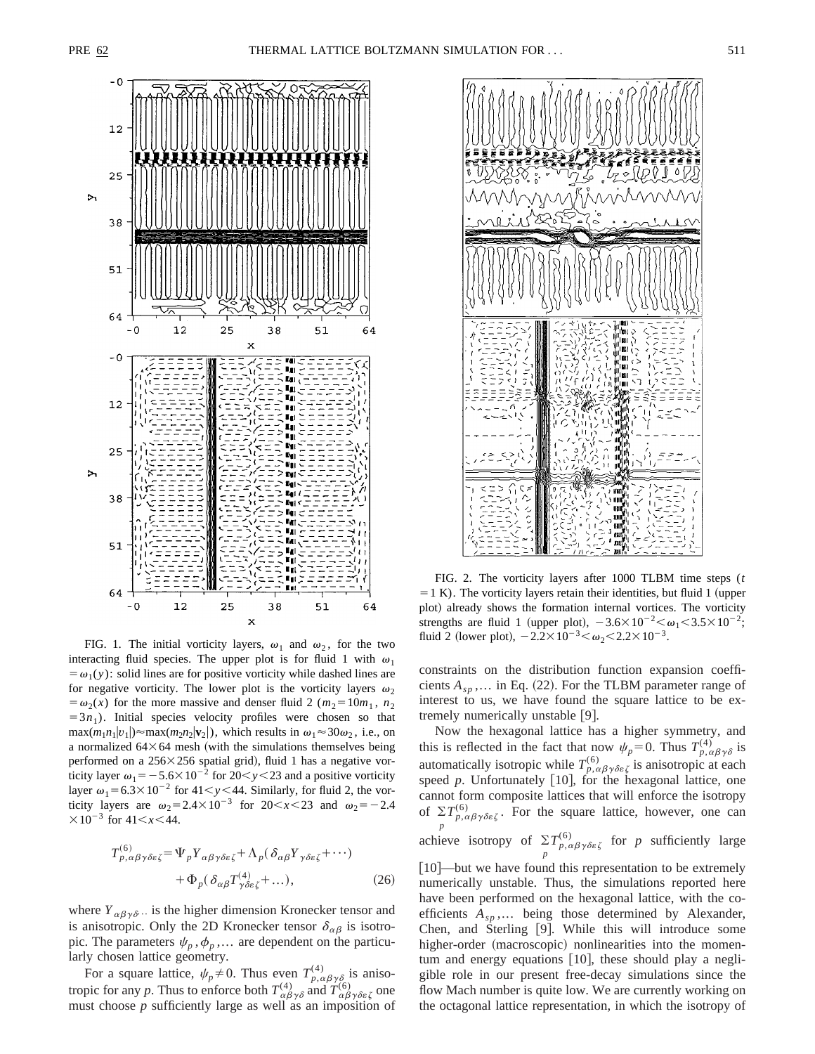FIG. 1. The initial vorticity layers, $\omega_1$ and $\omega_2$, for the two interacting fluid species. The upper plot is for fluid 1 with $\omega_1 = \omega_1(y)$: solid lines are for positive vorticity while dashed lines are for negative vorticity. The lower plot is the vorticity layers $\omega_2 = \omega_2(x)$ for the more massive and denser fluid 2 ($m_2 = 10m_1$, $n_2 = 3n_1$). Initial species velocity profiles were chosen so that $\max(m_1 n_1 |v_1|) \approx \max(m_2 n_2 |\mathbf{v}_2|)$, which results in $\omega_1 \approx 30\omega_2$, i.e., on a normalized $64 \times 64$ mesh (with the simulations themselves being performed on a $256 \times 256$ spatial grid), fluid 1 has a negative vorticity layer $\omega_1 = -5.6 \times 10^{-2}$ for $20 < y < 23$ and a positive vorticity layer $\omega_1 = 6.3 \times 10^{-2}$ for $41 < y < 44$. Similarly, for fluid 2, the vorticity layers are $\omega_2 = 2.4 \times 10^{-3}$ for $20 < x < 23$ and $\omega_2 = -2.4 \times 10^{-3}$ for $41 < x < 44$.

$$T^{(6)}_{p,\alpha\beta\gamma\delta\varepsilon\zeta} = \Psi_p Y_{\alpha\beta\gamma\delta\varepsilon\zeta} + \Lambda_p(\delta_{\alpha\beta} Y_{\gamma\delta\varepsilon\zeta} + \cdots) + \Phi_p(\delta_{\alpha\beta} T^{(4)}_{\gamma\delta\varepsilon\zeta} + \ldots), \tag{26}$$

where $Y_{\alpha\beta\gamma\delta\cdots}$ is the higher dimension Kronecker tensor and is anisotropic. Only the 2D Kronecker tensor $\delta_{\alpha\beta}$ is isotropic. The parameters $\psi_p, \phi_p, \ldots$ are dependent on the particularly chosen lattice geometry.

For a square lattice, $\psi_p \neq 0$. Thus even $T^{(4)}_{p,\alpha\beta\gamma\delta}$ is anisotropic for any $p$. Thus to enforce both $T^{(4)}_{\alpha\beta\gamma\delta}$ and $T^{(6)}_{\alpha\beta\gamma\delta\varepsilon\zeta}$ one must choose $p$ sufficiently large as well as an imposition of constraints on the distribution function expansion coefficients $A_{sp}, \ldots$ in Eq. (22). For the TLBM parameter range of interest to us, we have found the square lattice to be extremely numerically unstable [9].

FIG. 2. The vorticity layers after 1000 TLBM time steps ($t = 1$ K). The vorticity layers retain their identities, but fluid 1 (upper plot) already shows the formation internal vortices. The vorticity strengths are fluid 1 (upper plot), $-3.6 \times 10^{-2} < \omega_1 < 3.5 \times 10^{-2}$; fluid 2 (lower plot), $-2.2 \times 10^{-3} < \omega_2 < 2.2 \times 10^{-3}$.

Now the hexagonal lattice has a higher symmetry, and this is reflected in the fact that now $\psi_p = 0$. Thus $T^{(4)}_{p,\alpha\beta\gamma\delta}$ is automatically isotropic while $T^{(6)}_{p,\alpha\beta\gamma\delta\varepsilon\zeta}$ is anisotropic at each speed $p$. Unfortunately [10], for the hexagonal lattice, one cannot form composite lattices that will enforce the isotropy of $\sum_p T^{(6)}_{p,\alpha\beta\gamma\delta\varepsilon\zeta}$. For the square lattice, however, one can achieve isotropy of $\sum_p T^{(6)}_{p,\alpha\beta\gamma\delta\varepsilon\zeta}$ for $p$ sufficiently large [10]—but we have found this representation to be extremely numerically unstable. Thus, the simulations reported here have been performed on the hexagonal lattice, with the coefficients $A_{sp}, \ldots$ being those determined by Alexander, Chen, and Sterling [9]. While this will introduce some higher-order (macroscopic) nonlinearities into the momentum and energy equations [10], these should play a negligible role in our present free-decay simulations since the flow Mach number is quite low. We are currently working on the octagonal lattice representation, in which the isotropy of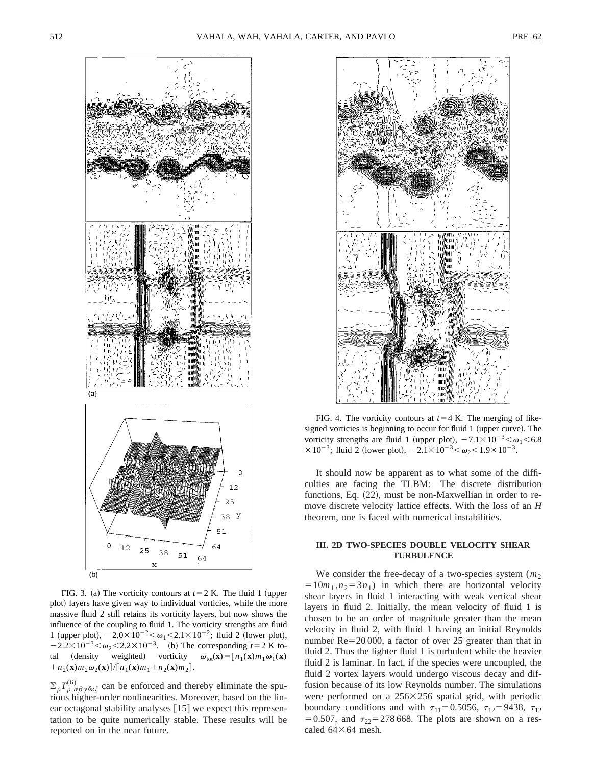FIG. 3. (a) The vorticity contours at $t=2$ K. The fluid 1 (upper plot) layers have given way to individual vorticies, while the more massive fluid 2 still retains its vorticity layers, but now shows the influence of the coupling to fluid 1. The vorticity strengths are fluid 1 (upper plot), $-2.0\times10^{-2}<\omega_1<2.1\times10^{-2}$; fluid 2 (lower plot), $-2.2\times10^{-3}<\omega_2<2.2\times10^{-3}$. (b) The corresponding $t=2$ K total (density weighted) vorticity $\omega_{\rm tot}(\mathbf{x})=[n_1(\mathbf{x})m_1\omega_1(\mathbf{x})+n_2(\mathbf{x})m_2\omega_2(\mathbf{x})]/[n_1(\mathbf{x})m_1+n_2(\mathbf{x})m_2]$.

$\Sigma_p T^{(6)}_{p,\alpha\beta\gamma\delta\varepsilon\zeta}$ can be enforced and thereby eliminate the spurious higher-order nonlinearities. Moreover, based on the linear octagonal stability analyses [15] we expect this representation to be quite numerically stable. These results will be reported on in the near future.

FIG. 4. The vorticity contours at $t=4$ K. The merging of like-signed vorticies is beginning to occur for fluid 1 (upper curve). The vorticity strengths are fluid 1 (upper plot), $-7.1\times10^{-3}<\omega_1<6.8\times10^{-3}$; fluid 2 (lower plot), $-2.1\times10^{-3}<\omega_2<1.9\times10^{-3}$.

It should now be apparent as to what some of the difficulties are facing the TLBM: The discrete distribution functions, Eq. (22), must be non-Maxwellian in order to remove discrete velocity lattice effects. With the loss of an $H$ theorem, one is faced with numerical instabilities.

## III. 2D TWO-SPECIES DOUBLE VELOCITY SHEAR TURBULENCE

We consider the free-decay of a two-species system ($m_2=10m_1, n_2=3n_1$) in which there are horizontal velocity shear layers in fluid 1 interacting with weak vertical shear layers in fluid 2. Initially, the mean velocity of fluid 1 is chosen to be an order of magnitude greater than the mean velocity in fluid 2, with fluid 1 having an initial Reynolds number Re=20 000, a factor of over 25 greater than that in fluid 2. Thus the lighter fluid 1 is turbulent while the heavier fluid 2 is laminar. In fact, if the species were uncoupled, the fluid 2 vortex layers would undergo viscous decay and diffusion because of its low Reynolds number. The simulations were performed on a $256\times256$ spatial grid, with periodic boundary conditions and with $\tau_{11}=0.5056$, $\tau_{12}=9438$, $\tau_{12}=0.507$, and $\tau_{22}=278\,668$. The plots are shown on a rescaled $64\times64$ mesh.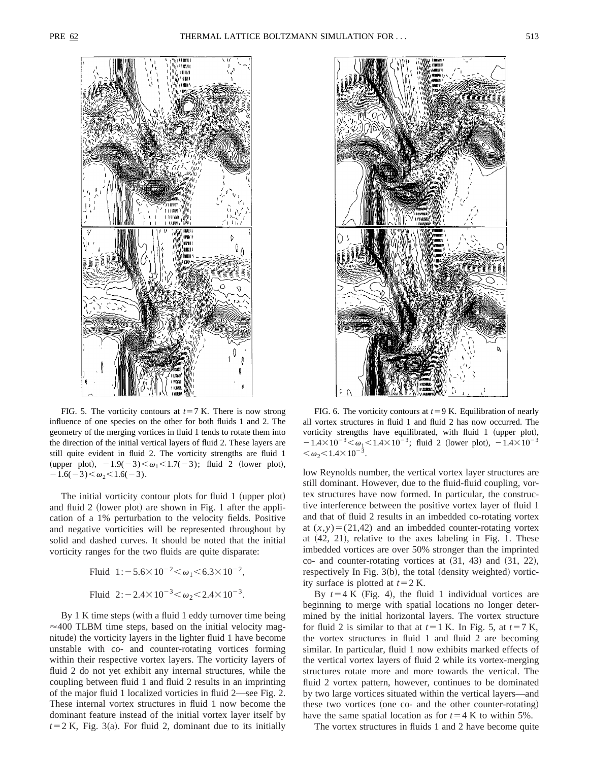FIG. 5. The vorticity contours at $t=7$ K. There is now strong influence of one species on the other for both fluids 1 and 2. The geometry of the merging vortices in fluid 1 tends to rotate them into the direction of the initial vertical layers of fluid 2. These layers are still quite evident in fluid 2. The vorticity strengths are fluid 1 (upper plot), $-1.9(-3)<\omega_1<1.7(-3)$; fluid 2 (lower plot), $-1.6(-3)<\omega_2<1.6(-3)$.

FIG. 6. The vorticity contours at $t=9$ K. Equilibration of nearly all vortex structures in fluid 1 and fluid 2 has now occurred. The vorticity strengths have equilibrated, with fluid 1 (upper plot), $-1.4\times10^{-3}<\omega_1<1.4\times10^{-3}$; fluid 2 (lower plot), $-1.4\times10^{-3}<\omega_2<1.4\times10^{-3}$.

The initial vorticity contour plots for fluid 1 (upper plot) and fluid 2 (lower plot) are shown in Fig. 1 after the application of a 1% perturbation to the velocity fields. Positive and negative vorticities will be represented throughout by solid and dashed curves. It should be noted that the initial vorticity ranges for the two fluids are quite disparate:

$$\text{Fluid } 1{:}-5.6\times10^{-2}<\omega_1<6.3\times10^{-2},$$

$$\text{Fluid } 2{:}-2.4\times10^{-3}<\omega_2<2.4\times10^{-3}.$$

By 1 K time steps (with a fluid 1 eddy turnover time being $\approx$400 TLBM time steps, based on the initial velocity magnitude) the vorticity layers in the lighter fluid 1 have become unstable with co- and counter-rotating vortices forming within their respective vortex layers. The vorticity layers of fluid 2 do not yet exhibit any internal structures, while the coupling between fluid 1 and fluid 2 results in an imprinting of the major fluid 1 localized vorticities in fluid 2—see Fig. 2. These internal vortex structures in fluid 1 now become the dominant feature instead of the initial vortex layer itself by $t=2$ K, Fig. 3(a). For fluid 2, dominant due to its initially low Reynolds number, the vertical vortex layer structures are still dominant. However, due to the fluid-fluid coupling, vortex structures have now formed. In particular, the constructive interference between the positive vortex layer of fluid 1 and that of fluid 2 results in an imbedded co-rotating vortex at $(x,y)=(21,42)$ and an imbedded counter-rotating vortex at (42, 21), relative to the axes labeling in Fig. 1. These imbedded vortices are over 50% stronger than the imprinted co- and counter-rotating vortices at (31, 43) and (31, 22), respectively In Fig. 3(b), the total (density weighted) vorticity surface is plotted at $t=2$ K.

By $t=4$ K (Fig. 4), the fluid 1 individual vortices are beginning to merge with spatial locations no longer determined by the initial horizontal layers. The vortex structure for fluid 2 is similar to that at $t=1$ K. In Fig. 5, at $t=7$ K, the vortex structures in fluid 1 and fluid 2 are becoming similar. In particular, fluid 1 now exhibits marked effects of the vertical vortex layers of fluid 2 while its vortex-merging structures rotate more and more towards the vertical. The fluid 2 vortex pattern, however, continues to be dominated by two large vortices situated within the vertical layers—and these two vortices (one co- and the other counter-rotating) have the same spatial location as for $t=4$ K to within 5%.

The vortex structures in fluids 1 and 2 have become quite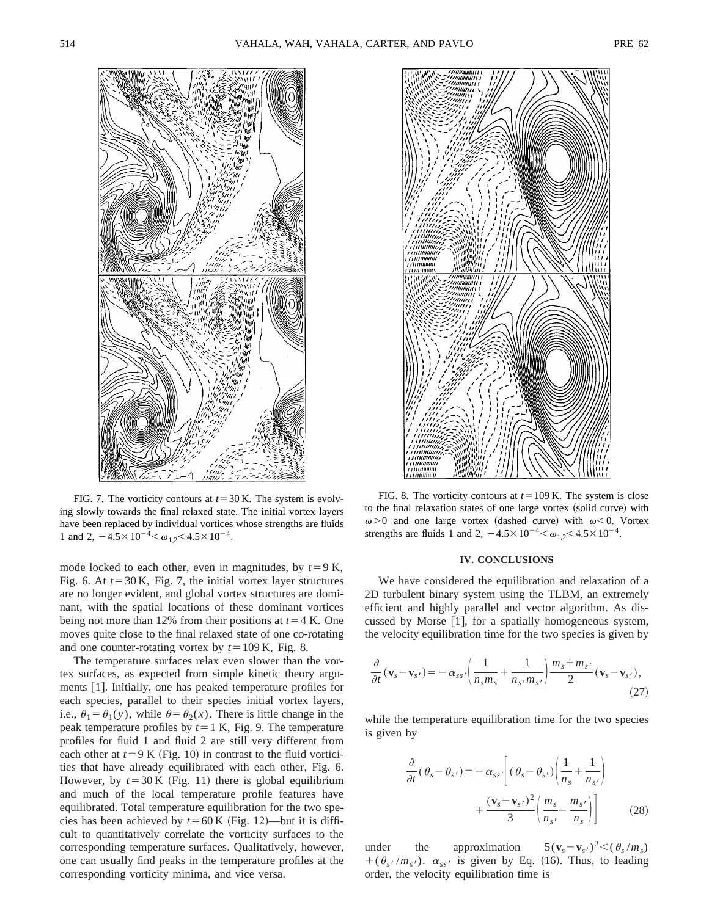FIG. 7. The vorticity contours at $t=30$ K. The system is evolving slowly towards the final relaxed state. The initial vortex layers have been replaced by individual vortices whose strengths are fluids 1 and 2, $-4.5\times10^{-4}<\omega_{1,2}<4.5\times10^{-4}$.

FIG. 8. The vorticity contours at $t=109$ K. The system is close to the final relaxation states of one large vortex (solid curve) with $\omega>0$ and one large vortex (dashed curve) with $\omega<0$. Vortex strengths are fluids 1 and 2, $-4.5\times10^{-4}<\omega_{1,2}<4.5\times10^{-4}$.

mode locked to each other, even in magnitudes, by $t=9$ K, Fig. 6. At $t=30$ K, Fig. 7, the initial vortex layer structures are no longer evident, and global vortex structures are dominant, with the spatial locations of these dominant vortices being not more than 12% from their positions at $t=4$ K. One moves quite close to the final relaxed state of one co-rotating and one counter-rotating vortex by $t=109$ K, Fig. 8.

The temperature surfaces relax even slower than the vortex surfaces, as expected from simple kinetic theory arguments [1]. Initially, one has peaked temperature profiles for each species, parallel to their species initial vortex layers, i.e., $\theta_1=\theta_1(y)$, while $\theta=\theta_2(x)$. There is little change in the peak temperature profiles by $t=1$ K, Fig. 9. The temperature profiles for fluid 1 and fluid 2 are still very different from each other at $t=9$ K (Fig. 10) in contrast to the fluid vorticities that have already equilibrated with each other, Fig. 6. However, by $t=30$ K (Fig. 11) there is global equilibrium and much of the local temperature profile features have equilibrated. Total temperature equilibration for the two species has been achieved by $t=60$ K (Fig. 12)—but it is difficult to quantitatively correlate the vorticity surfaces to the corresponding temperature surfaces. Qualitatively, however, one can usually find peaks in the temperature profiles at the corresponding vorticity minima, and vice versa.

## IV. CONCLUSIONS

We have considered the equilibration and relaxation of a 2D turbulent binary system using the TLBM, an extremely efficient and highly parallel and vector algorithm. As discussed by Morse [1], for a spatially homogeneous system, the velocity equilibration time for the two species is given by

$$\frac{\partial}{\partial t}(\mathbf{v}_s-\mathbf{v}_{s'})=-\alpha_{ss'}\left(\frac{1}{n_s m_s}+\frac{1}{n_{s'}m_{s'}}\right)\frac{m_s+m_{s'}}{2}(\mathbf{v}_s-\mathbf{v}_{s'}), \tag{27}$$

while the temperature equilibration time for the two species is given by

$$\frac{\partial}{\partial t}(\theta_s-\theta_{s'})=-\alpha_{ss'}\left[(\theta_s-\theta_{s'})\left(\frac{1}{n_s}+\frac{1}{n_{s'}}\right)+\frac{(\mathbf{v}_s-\mathbf{v}_{s'})^2}{3}\left(\frac{m_s}{n_{s'}}-\frac{m_{s'}}{n_s}\right)\right] \tag{28}$$

under the approximation $5(\mathbf{v}_s-\mathbf{v}_{s'})^2<(\theta_s/m_s)+(\theta_{s'}/m_{s'})$. $\alpha_{ss'}$ is given by Eq. (16). Thus, to leading order, the velocity equilibration time is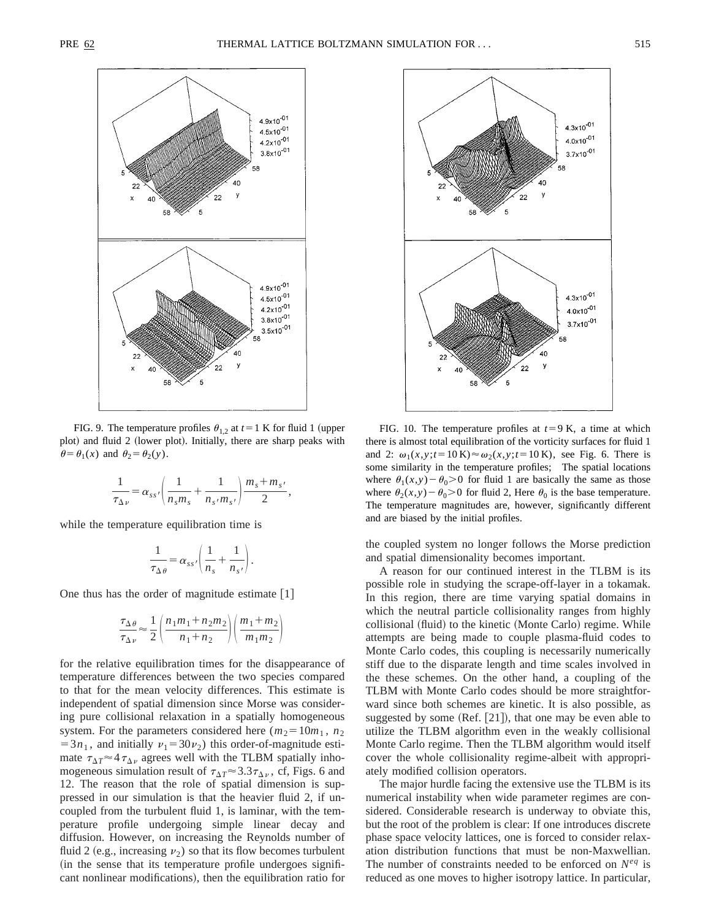FIG. 9. The temperature profiles $\theta_{1,2}$ at $t=1$ K for fluid 1 (upper plot) and fluid 2 (lower plot). Initially, there are sharp peaks with $\theta=\theta_1(x)$ and $\theta_2=\theta_2(y)$.

$$\frac{1}{\tau_{\Delta\nu}}=\alpha_{ss'}\left(\frac{1}{n_s m_s}+\frac{1}{n_{s'}m_{s'}}\right)\frac{m_s+m_{s'}}{2},$$

while the temperature equilibration time is

$$\frac{1}{\tau_{\Delta\theta}}=\alpha_{ss'}\left(\frac{1}{n_s}+\frac{1}{n_{s'}}\right).$$

One thus has the order of magnitude estimate [1]

$$\frac{\tau_{\Delta\theta}}{\tau_{\Delta\nu}}\approx\frac{1}{2}\left(\frac{n_1m_1+n_2m_2}{n_1+n_2}\right)\left(\frac{m_1+m_2}{m_1m_2}\right)$$

for the relative equilibration times for the disappearance of temperature differences between the two species compared to that for the mean velocity differences. This estimate is independent of spatial dimension since Morse was considering pure collisional relaxation in a spatially homogeneous system. For the parameters considered here ($m_2=10m_1$, $n_2=3n_1$, and initially $\nu_1=30\nu_2$) this order-of-magnitude estimate $\tau_{\Delta T}\approx 4\tau_{\Delta\nu}$ agrees well with the TLBM spatially inhomogeneous simulation result of $\tau_{\Delta T}\approx 3.3\tau_{\Delta\nu}$, cf, Figs. 6 and 12. The reason that the role of spatial dimension is suppressed in our simulation is that the heavier fluid 2, if uncoupled from the turbulent fluid 1, is laminar, with the temperature profile undergoing simple linear decay and diffusion. However, on increasing the Reynolds number of fluid 2 (e.g., increasing $\nu_2$) so that its flow becomes turbulent (in the sense that its temperature profile undergoes significant nonlinear modifications), then the equilibration ratio for

FIG. 10. The temperature profiles at $t=9$ K, a time at which there is almost total equilibration of the vorticity surfaces for fluid 1 and 2: $\omega_1(x,y;t=10\,\text{K})\approx\omega_2(x,y;t=10\,\text{K})$, see Fig. 6. There is some similarity in the temperature profiles; The spatial locations where $\theta_1(x,y)-\theta_0>0$ for fluid 1 are basically the same as those where $\theta_2(x,y)-\theta_0>0$ for fluid 2, Here $\theta_0$ is the base temperature. The temperature magnitudes are, however, significantly different and are biased by the initial profiles.

the coupled system no longer follows the Morse prediction and spatial dimensionality becomes important.

A reason for our continued interest in the TLBM is its possible role in studying the scrape-off-layer in a tokamak. In this region, there are time varying spatial domains in which the neutral particle collisionality ranges from highly collisional (fluid) to the kinetic (Monte Carlo) regime. While attempts are being made to couple plasma-fluid codes to Monte Carlo codes, this coupling is necessarily numerically stiff due to the disparate length and time scales involved in the these schemes. On the other hand, a coupling of the TLBM with Monte Carlo codes should be more straightforward since both schemes are kinetic. It is also possible, as suggested by some (Ref. [21]), that one may be even able to utilize the TLBM algorithm even in the weakly collisional Monte Carlo regime. Then the TLBM algorithm would itself cover the whole collisionality regime-albeit with appropriately modified collision operators.

The major hurdle facing the extensive use the TLBM is its numerical instability when wide parameter regimes are considered. Considerable research is underway to obviate this, but the root of the problem is clear: If one introduces discrete phase space velocity lattices, one is forced to consider relaxation distribution functions that must be non-Maxwellian. The number of constraints needed to be enforced on $N^{eq}$ is reduced as one moves to higher isotropy lattice. In particular,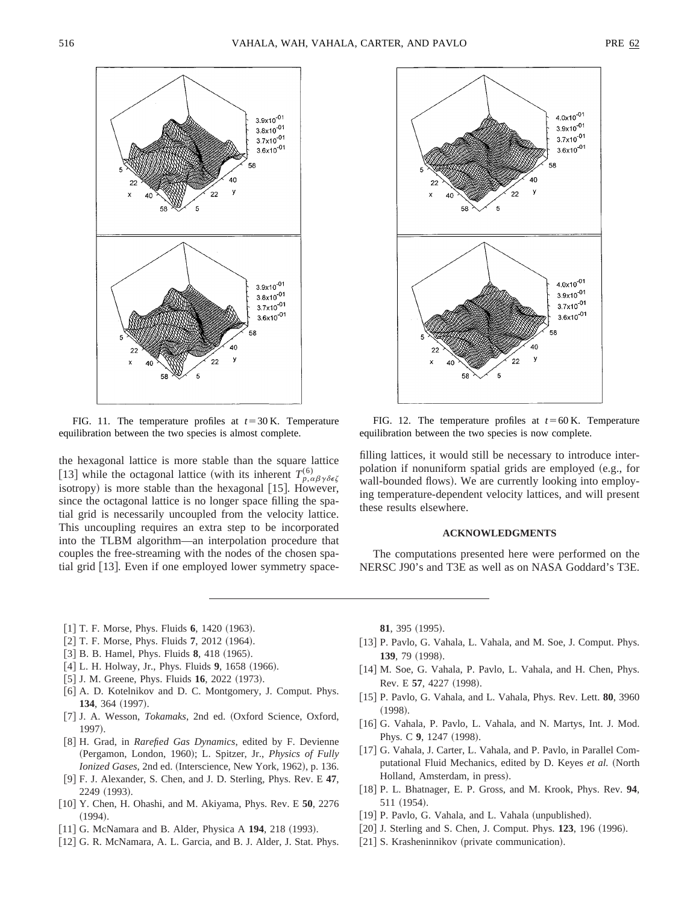3.9x10^-01
3.8x10^-01
3.7x10^-01
3.6x10^-01
5
22
x
40
58
56
40
y
22
5

3.9x10^-01
3.8x10^-01
3.7x10^-01
3.6x10^-01
5
22
x
40
58
58
40
y
22
5

FIG. 11. The temperature profiles at $t=30$ K. Temperature equilibration between the two species is almost complete.

4.0x10^-01
3.9x10^-01
3.7x10^-01
3.6x10^-01
5
22
x
40
58
58
40
y
22
5

4.0x10^-01
3.9x10^-01
3.7x10^-01
3.6x10^-01
5
22
x
40
58
58
40
y
22
5

FIG. 12. The temperature profiles at $t=60$ K. Temperature equilibration between the two species is now complete.

the hexagonal lattice is more stable than the square lattice [13] while the octagonal lattice (with its inherent $T^{(6)}_{p,\alpha\beta\gamma\delta\epsilon\zeta}$ isotropy) is more stable than the hexagonal [15]. However, since the octagonal lattice is no longer space filling the spatial grid is necessarily uncoupled from the velocity lattice. This uncoupling requires an extra step to be incorporated into the TLBM algorithm—an interpolation procedure that couples the free-streaming with the nodes of the chosen spatial grid [13]. Even if one employed lower symmetry space-filling lattices, it would still be necessary to introduce interpolation if nonuniform spatial grids are employed (e.g., for wall-bounded flows). We are currently looking into employing temperature-dependent velocity lattices, and will present these results elsewhere.

## ACKNOWLEDGMENTS

The computations presented here were performed on the NERSC J90's and T3E as well as on NASA Goddard's T3E.

---

[1] T. F. Morse, Phys. Fluids **6**, 1420 (1963).
[2] T. F. Morse, Phys. Fluids **7**, 2012 (1964).
[3] B. B. Hamel, Phys. Fluids **8**, 418 (1965).
[4] L. H. Holway, Jr., Phys. Fluids **9**, 1658 (1966).
[5] J. M. Greene, Phys. Fluids **16**, 2022 (1973).
[6] A. D. Kotelnikov and D. C. Montgomery, J. Comput. Phys. **134**, 364 (1997).
[7] J. A. Wesson, *Tokamaks*, 2nd ed. (Oxford Science, Oxford, 1997).
[8] H. Grad, in *Rarefied Gas Dynamics*, edited by F. Devienne (Pergamon, London, 1960); L. Spitzer, Jr., *Physics of Fully Ionized Gases*, 2nd ed. (Interscience, New York, 1962), p. 136.
[9] F. J. Alexander, S. Chen, and J. D. Sterling, Phys. Rev. E **47**, 2249 (1993).
[10] Y. Chen, H. Ohashi, and M. Akiyama, Phys. Rev. E **50**, 2276 (1994).
[11] G. McNamara and B. Alder, Physica A **194**, 218 (1993).
[12] G. R. McNamara, A. L. Garcia, and B. J. Alder, J. Stat. Phys. **81**, 395 (1995).
[13] P. Pavlo, G. Vahala, L. Vahala, and M. Soe, J. Comput. Phys. **139**, 79 (1998).
[14] M. Soe, G. Vahala, P. Pavlo, L. Vahala, and H. Chen, Phys. Rev. E **57**, 4227 (1998).
[15] P. Pavlo, G. Vahala, and L. Vahala, Phys. Rev. Lett. **80**, 3960 (1998).
[16] G. Vahala, P. Pavlo, L. Vahala, and N. Martys, Int. J. Mod. Phys. C **9**, 1247 (1998).
[17] G. Vahala, J. Carter, L. Vahala, and P. Pavlo, in Parallel Computational Fluid Mechanics, edited by D. Keyes *et al.* (North Holland, Amsterdam, in press).
[18] P. L. Bhatnager, E. P. Gross, and M. Krook, Phys. Rev. **94**, 511 (1954).
[19] P. Pavlo, G. Vahala, and L. Vahala (unpublished).
[20] J. Sterling and S. Chen, J. Comput. Phys. **123**, 196 (1996).
[21] S. Krasheninnikov (private communication).